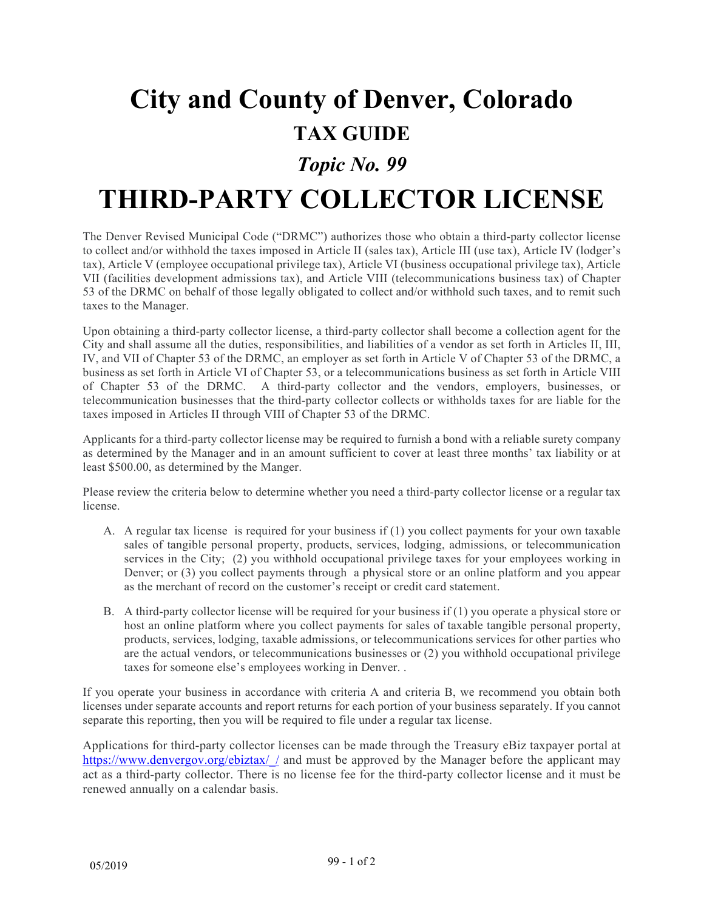# City and County of Denver, Colorado

## TAX GUIDE

### *Topic No. 99*

# THIRD-PARTY COLLECTOR LICENSE

The Denver Revised Municipal Code ("DRMC") authorizes those who obtain a third-party collector license to collect and/or withhold the taxes imposed in Article II (sales tax), Article III (use tax), Article IV (lodger's tax), Article V (employee occupational privilege tax), Article VI (business occupational privilege tax), Article VII (facilities development admissions tax), and Article VIII (telecommunications business tax) of Chapter 53 of the DRMC on behalf of those legally obligated to collect and/or withhold such taxes, and to remit such taxes to the Manager.

Upon obtaining a third-party collector license, a third-party collector shall become a collection agent for the City and shall assume all the duties, responsibilities, and liabilities of a vendor as set forth in Articles II, III, IV, and VII of Chapter 53 of the DRMC, an employer as set forth in Article V of Chapter 53 of the DRMC, a business as set forth in Article VI of Chapter 53, or a telecommunications business as set forth in Article VIII of Chapter 53 of the DRMC. A third-party collector and the vendors, employers, businesses, or telecommunication businesses that the third-party collector collects or withholds taxes for are liable for the taxes imposed in Articles II through VIII of Chapter 53 of the DRMC.

Applicants for a third-party collector license may be required to furnish a bond with a reliable surety company as determined by the Manager and in an amount sufficient to cover at least three months' tax liability or at least $500.00, as determined by the Manger.

Please review the criteria below to determine whether you need a third-party collector license or a regular tax license.

A. A regular tax license is required for your business if (1) you collect payments for your own taxable sales of tangible personal property, products, services, lodging, admissions, or telecommunication services in the City; (2) you withhold occupational privilege taxes for your employees working in Denver; or (3) you collect payments through a physical store or an online platform and you appear as the merchant of record on the customer's receipt or credit card statement.

B. A third-party collector license will be required for your business if (1) you operate a physical store or host an online platform where you collect payments for sales of taxable tangible personal property, products, services, lodging, taxable admissions, or telecommunications services for other parties who are the actual vendors, or telecommunications businesses or (2) you withhold occupational privilege taxes for someone else's employees working in Denver. .

If you operate your business in accordance with criteria A and criteria B, we recommend you obtain both licenses under separate accounts and report returns for each portion of your business separately. If you cannot separate this reporting, then you will be required to file under a regular tax license.

Applications for third-party collector licenses can be made through the Treasury eBiz taxpayer portal at [https://www.denvergov.org/ebiztax/_/](https://www.denvergov.org/ebiztax/_/) and must be approved by the Manager before the applicant may act as a third-party collector. There is no license fee for the third-party collector license and it must be renewed annually on a calendar basis.

05/2019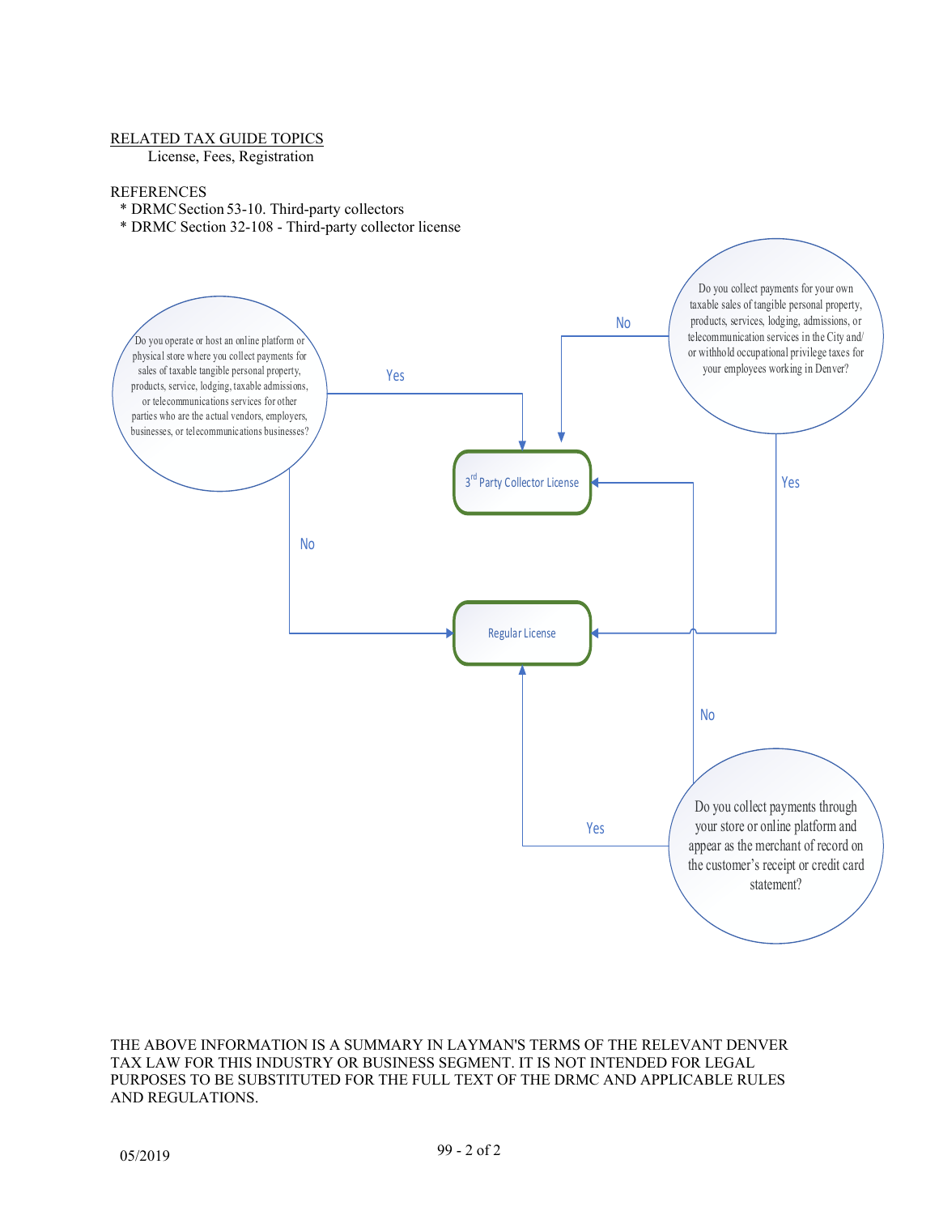RELATED TAX GUIDE TOPICS

License, Fees, Registration

REFERENCES

* DRMC Section 53-10. Third-party collectors
* DRMC Section 32-108 - Third-party collector license

Do you operate or host an online platform or physical store where you collect payments for sales of taxable tangible personal property, products, service, lodging, taxable admissions, or telecommunications services for other parties who are the actual vendors, employers, businesses, or telecommunications businesses?

Yes

No

3rd Party Collector License

Regular License

Do you collect payments for your own taxable sales of tangible personal property, products, services, lodging, admissions, or telecommunication services in the City and/or withhold occupational privilege taxes for your employees working in Denver?

No

Yes

Do you collect payments through your store or online platform and appear as the merchant of record on the customer's receipt or credit card statement?

No

Yes

THE ABOVE INFORMATION IS A SUMMARY IN LAYMAN'S TERMS OF THE RELEVANT DENVER TAX LAW FOR THIS INDUSTRY OR BUSINESS SEGMENT. IT IS NOT INTENDED FOR LEGAL PURPOSES TO BE SUBSTITUTED FOR THE FULL TEXT OF THE DRMC AND APPLICABLE RULES AND REGULATIONS.

05/2019